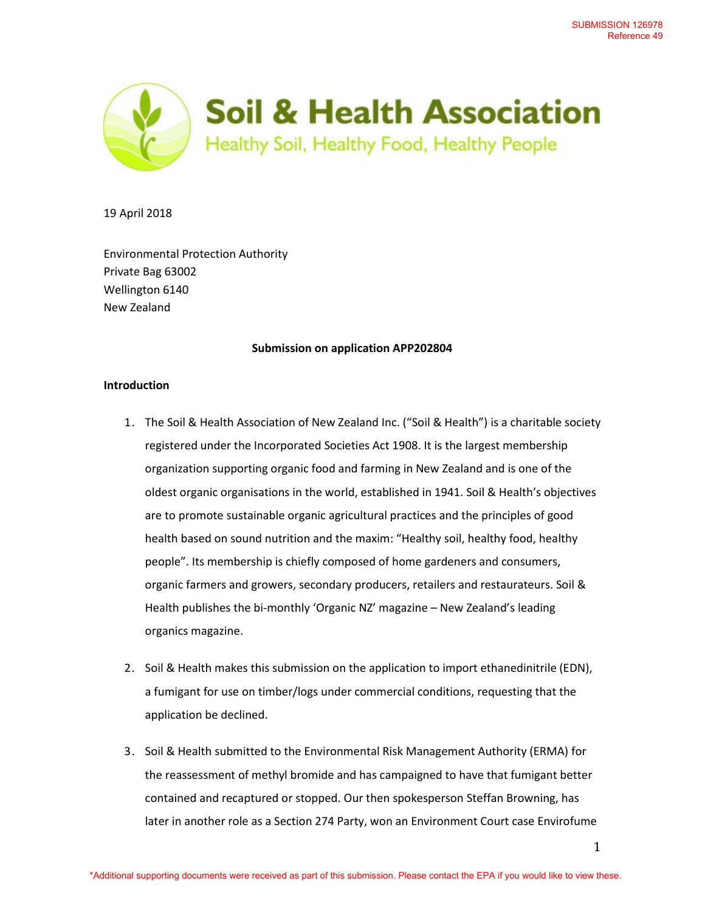SUBMISSION 126978
Reference 49

**Soil & Health Association**
Healthy Soil, Healthy Food, Healthy People

19 April 2018

Environmental Protection Authority
Private Bag 63002
Wellington 6140
New Zealand

**Submission on application APP202804**

**Introduction**

1. The Soil & Health Association of New Zealand Inc. ("Soil & Health") is a charitable society registered under the Incorporated Societies Act 1908. It is the largest membership organization supporting organic food and farming in New Zealand and is one of the oldest organic organisations in the world, established in 1941. Soil & Health's objectives are to promote sustainable organic agricultural practices and the principles of good health based on sound nutrition and the maxim: "Healthy soil, healthy food, healthy people". Its membership is chiefly composed of home gardeners and consumers, organic farmers and growers, secondary producers, retailers and restaurateurs. Soil & Health publishes the bi-monthly 'Organic NZ' magazine – New Zealand's leading organics magazine.

2. Soil & Health makes this submission on the application to import ethanedinitrile (EDN), a fumigant for use on timber/logs under commercial conditions, requesting that the application be declined.

3. Soil & Health submitted to the Environmental Risk Management Authority (ERMA) for the reassessment of methyl bromide and has campaigned to have that fumigant better contained and recaptured or stopped. Our then spokesperson Steffan Browning, has later in another role as a Section 274 Party, won an Environment Court case Envirofume

*Additional supporting documents were received as part of this submission. Please contact the EPA if you would like to view these.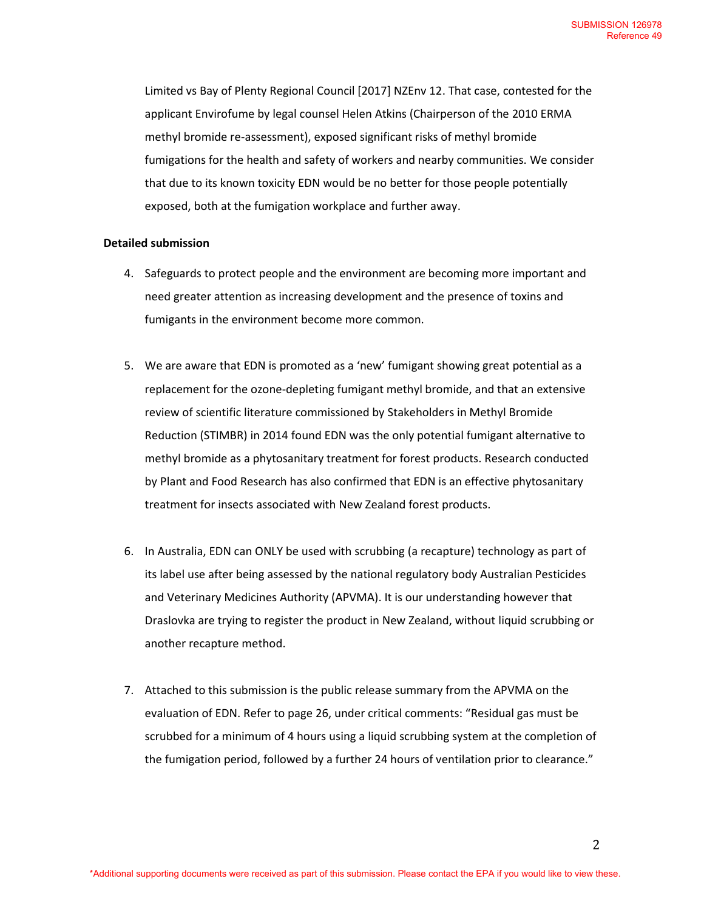Limited vs Bay of Plenty Regional Council [2017] NZEnv 12. That case, contested for the applicant Envirofume by legal counsel Helen Atkins (Chairperson of the 2010 ERMA methyl bromide re-assessment), exposed significant risks of methyl bromide fumigations for the health and safety of workers and nearby communities. We consider that due to its known toxicity EDN would be no better for those people potentially exposed, both at the fumigation workplace and further away.

**Detailed submission**

4. Safeguards to protect people and the environment are becoming more important and need greater attention as increasing development and the presence of toxins and fumigants in the environment become more common.

5. We are aware that EDN is promoted as a 'new' fumigant showing great potential as a replacement for the ozone-depleting fumigant methyl bromide, and that an extensive review of scientific literature commissioned by Stakeholders in Methyl Bromide Reduction (STIMBR) in 2014 found EDN was the only potential fumigant alternative to methyl bromide as a phytosanitary treatment for forest products. Research conducted by Plant and Food Research has also confirmed that EDN is an effective phytosanitary treatment for insects associated with New Zealand forest products.

6. In Australia, EDN can ONLY be used with scrubbing (a recapture) technology as part of its label use after being assessed by the national regulatory body Australian Pesticides and Veterinary Medicines Authority (APVMA). It is our understanding however that Draslovka are trying to register the product in New Zealand, without liquid scrubbing or another recapture method.

7. Attached to this submission is the public release summary from the APVMA on the evaluation of EDN. Refer to page 26, under critical comments: "Residual gas must be scrubbed for a minimum of 4 hours using a liquid scrubbing system at the completion of the fumigation period, followed by a further 24 hours of ventilation prior to clearance."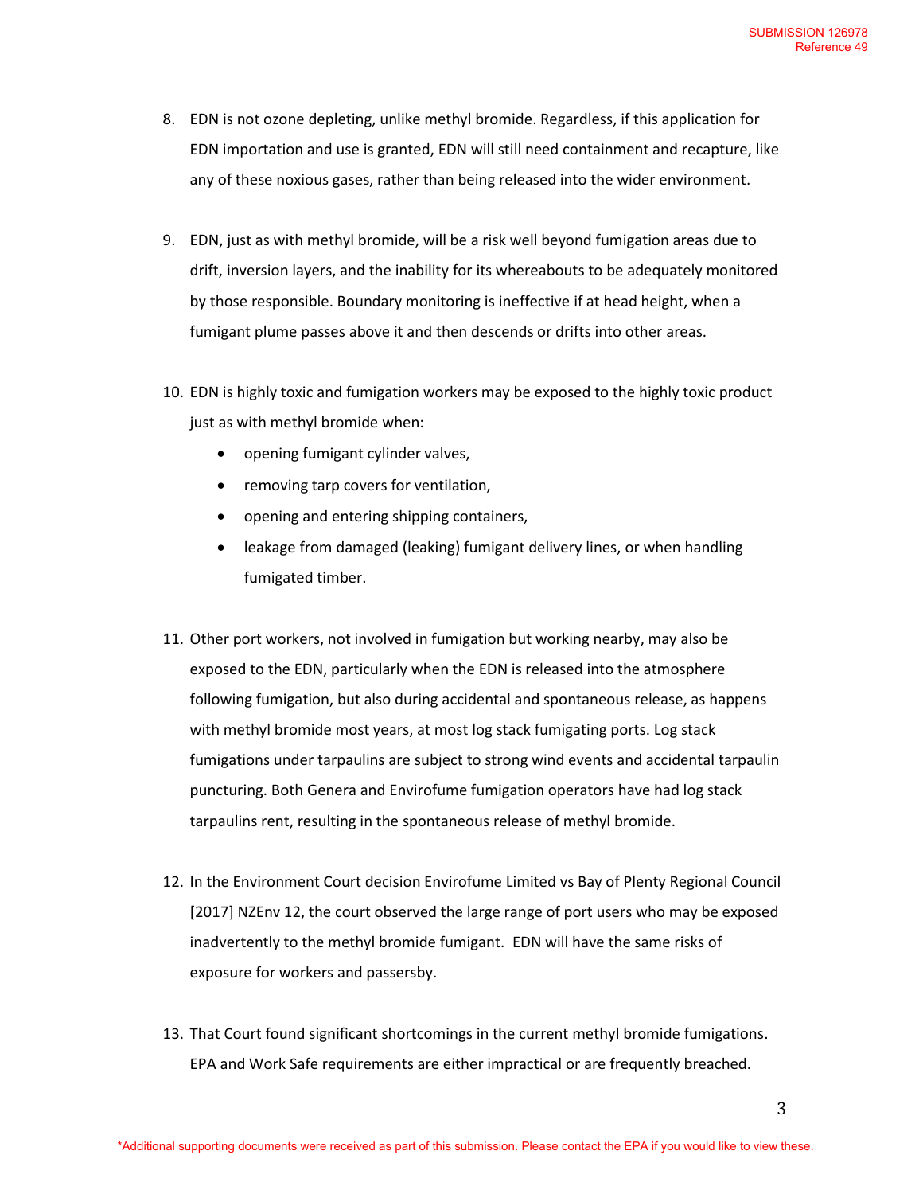8. EDN is not ozone depleting, unlike methyl bromide. Regardless, if this application for EDN importation and use is granted, EDN will still need containment and recapture, like any of these noxious gases, rather than being released into the wider environment.

9. EDN, just as with methyl bromide, will be a risk well beyond fumigation areas due to drift, inversion layers, and the inability for its whereabouts to be adequately monitored by those responsible. Boundary monitoring is ineffective if at head height, when a fumigant plume passes above it and then descends or drifts into other areas.

10. EDN is highly toxic and fumigation workers may be exposed to the highly toxic product just as with methyl bromide when:
    - opening fumigant cylinder valves,
    - removing tarp covers for ventilation,
    - opening and entering shipping containers,
    - leakage from damaged (leaking) fumigant delivery lines, or when handling fumigated timber.

11. Other port workers, not involved in fumigation but working nearby, may also be exposed to the EDN, particularly when the EDN is released into the atmosphere following fumigation, but also during accidental and spontaneous release, as happens with methyl bromide most years, at most log stack fumigating ports. Log stack fumigations under tarpaulins are subject to strong wind events and accidental tarpaulin puncturing. Both Genera and Envirofume fumigation operators have had log stack tarpaulins rent, resulting in the spontaneous release of methyl bromide.

12. In the Environment Court decision Envirofume Limited vs Bay of Plenty Regional Council [2017] NZEnv 12, the court observed the large range of port users who may be exposed inadvertently to the methyl bromide fumigant. EDN will have the same risks of exposure for workers and passersby.

13. That Court found significant shortcomings in the current methyl bromide fumigations. EPA and Work Safe requirements are either impractical or are frequently breached.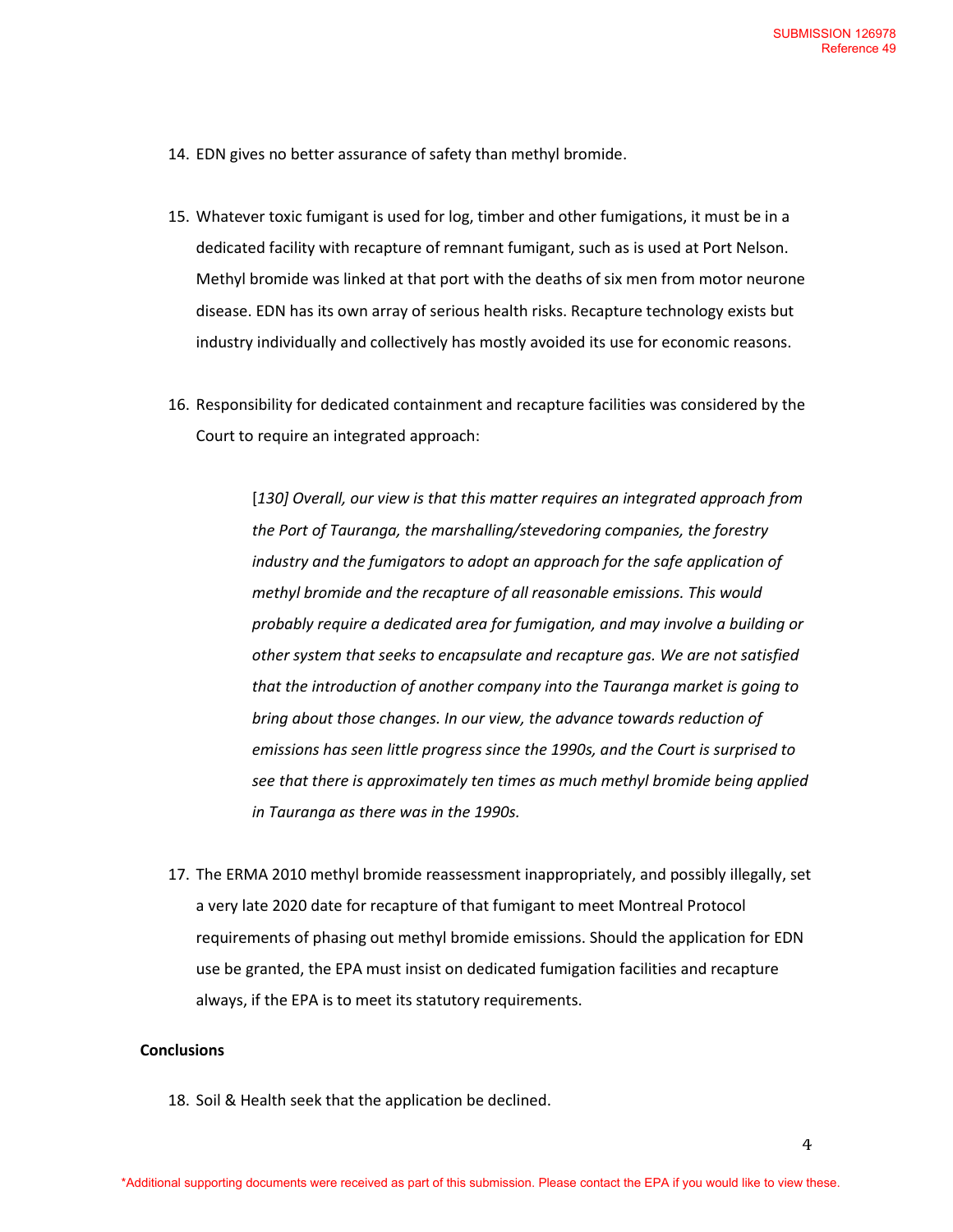14. EDN gives no better assurance of safety than methyl bromide.

15. Whatever toxic fumigant is used for log, timber and other fumigations, it must be in a dedicated facility with recapture of remnant fumigant, such as is used at Port Nelson. Methyl bromide was linked at that port with the deaths of six men from motor neurone disease. EDN has its own array of serious health risks. Recapture technology exists but industry individually and collectively has mostly avoided its use for economic reasons.

16. Responsibility for dedicated containment and recapture facilities was considered by the Court to require an integrated approach:

   > [*130] Overall, our view is that this matter requires an integrated approach from the Port of Tauranga, the marshalling/stevedoring companies, the forestry industry and the fumigators to adopt an approach for the safe application of methyl bromide and the recapture of all reasonable emissions. This would probably require a dedicated area for fumigation, and may involve a building or other system that seeks to encapsulate and recapture gas. We are not satisfied that the introduction of another company into the Tauranga market is going to bring about those changes. In our view, the advance towards reduction of emissions has seen little progress since the 1990s, and the Court is surprised to see that there is approximately ten times as much methyl bromide being applied in Tauranga as there was in the 1990s.*

17. The ERMA 2010 methyl bromide reassessment inappropriately, and possibly illegally, set a very late 2020 date for recapture of that fumigant to meet Montreal Protocol requirements of phasing out methyl bromide emissions. Should the application for EDN use be granted, the EPA must insist on dedicated fumigation facilities and recapture always, if the EPA is to meet its statutory requirements.

**Conclusions**

18. Soil & Health seek that the application be declined.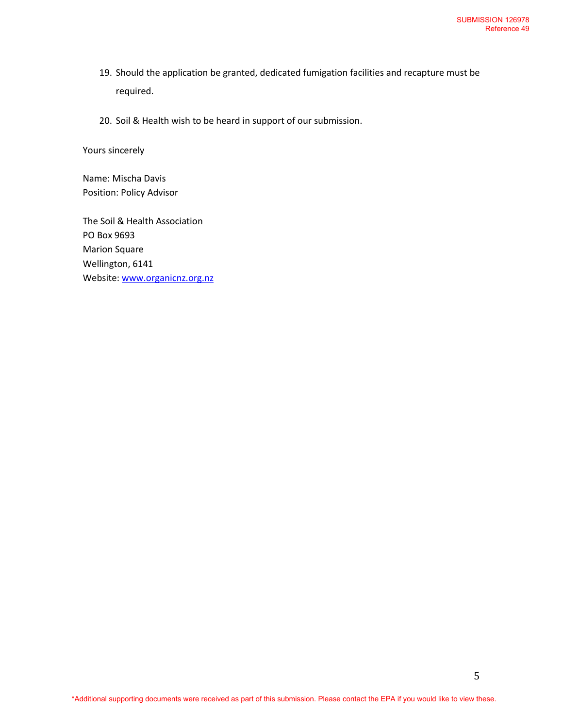19. Should the application be granted, dedicated fumigation facilities and recapture must be required.

20. Soil & Health wish to be heard in support of our submission.

Yours sincerely

Name: Mischa Davis
Position: Policy Advisor

The Soil & Health Association
PO Box 9693
Marion Square
Wellington, 6141
Website: www.organicnz.org.nz

*Additional supporting documents were received as part of this submission. Please contact the EPA if you would like to view these.